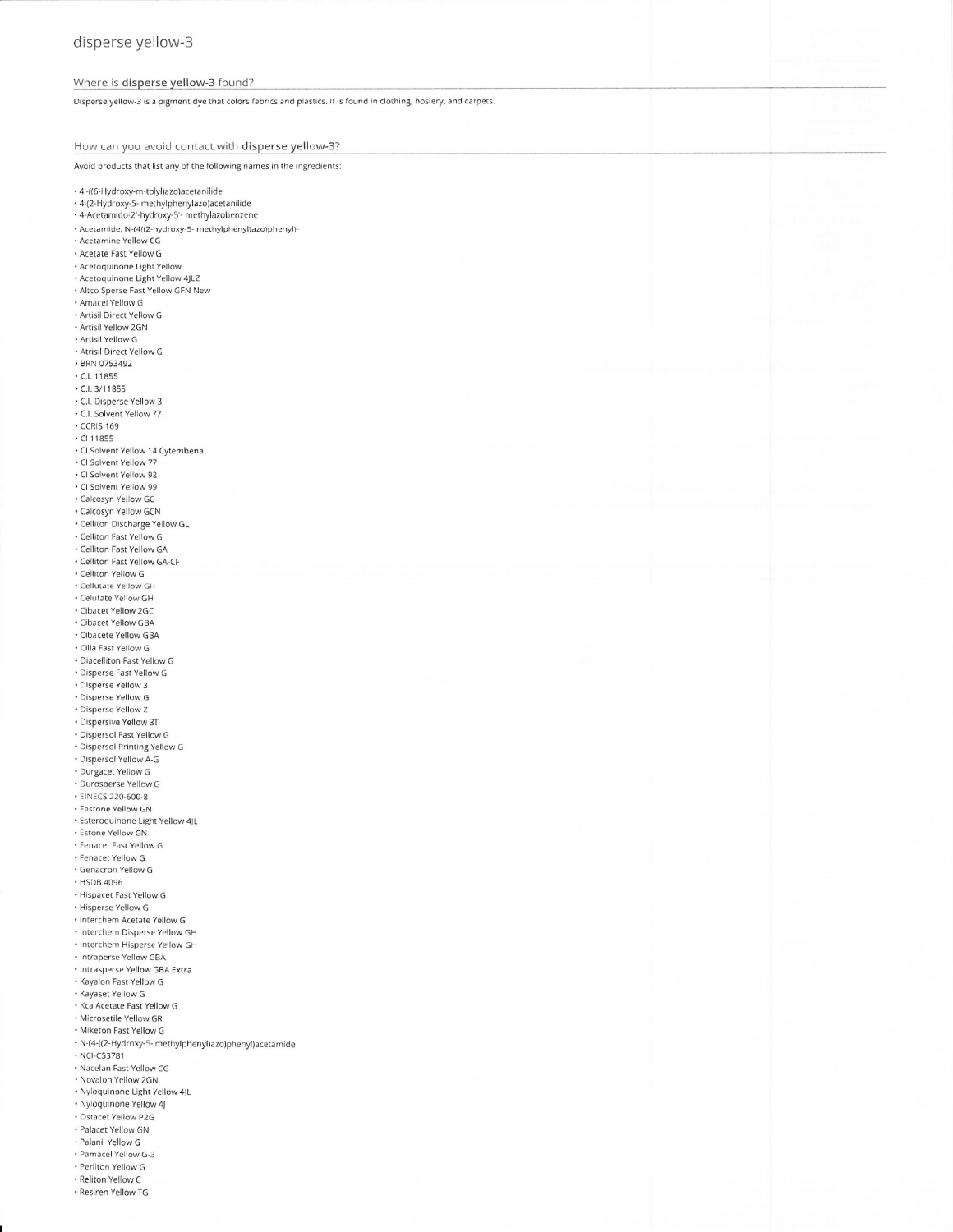# disperse yellow-3

## Where is disperse yellow-3 found?

Disperse yellow-3 is a pigment dye that colors fabrics and plastics. It is found in clothing, hosiery, and carpets.

## How can you avoid contact with disperse yellow-3?

Avoid products that list any of the following names in the ingredients:

- 4'-((6-Hydroxy-m-tolyl)azo)acetanilide
- 4-(2-Hydroxy-5- methylphenylazo)acetanilide
- 4-Acetamido-2'-hydroxy-5'- methylazobenzene
- Acetamide, N-(4((2-hydroxy-5- methylphenyl)azo)phenyl)-
- Acetamine Yellow CG
- Acetate Fast Yellow G
- Acetoquinone Light Yellow
- Acetoquinone Light Yellow 4JLZ
- Altco Sperse Fast Yellow GFN New
- Amacel Yellow G
- Artisil Direct Yellow G
- Artisil Yellow 2GN
- Artisil Yellow G
- Atrisil Direct Yellow G
- BRN 0753492
- C.I. 11855
- C.I. 3/11855
- C.I. Disperse Yellow 3
- C.I. Solvent Yellow 77
- CCRIS 169
- CI 11855
- CI Solvent Yellow 14 Cytembena
- CI Solvent Yellow 77
- CI Solvent Yellow 92
- CI Solvent Yellow 99
- Calcosyn Yellow GC
- Calcosyn Yellow GCN
- Celliton Discharge Yellow GL
- Celliton Fast Yellow G
- Celliton Fast Yellow GA
- Celliton Fast Yellow GA-CF
- Celliton Yellow G
- Cellutate Yellow GH
- Celutate Yellow GH
- Cibacet Yellow 2GC
- Cibacet Yellow GBA
- Cibacete Yellow GBA
- Cilla Fast Yellow G
- Diacelliton Fast Yellow G
- Disperse Fast Yellow G
- Disperse Yellow 3
- Disperse Yellow G
- Disperse Yellow Z
- Dispersive Yellow 3T
- Dispersol Fast Yellow G
- Dispersol Printing Yellow G
- Dispersol Yellow A-G
- Durgacet Yellow G
- Durosperse Yellow G
- EINECS 220-600-8
- Eastone Yellow GN
- Esteroquinone Light Yellow 4JL
- Estone Yellow GN
- Fenacet Fast Yellow G
- Fenacet Yellow G
- Genacron Yellow G
- HSDB 4096
- Hispacet Fast Yellow G
- Hisperse Yellow G
- Interchem Acetate Yellow G
- Interchem Disperse Yellow GH
- Interchem Hisperse Yellow GH
- Intraperse Yellow GBA
- Intrasperse Yellow GBA Extra
- Kayalon Fast Yellow G
- Kayaset Yellow G
- Kca Acetate Fast Yellow G
- Microsetile Yellow GR
- Miketon Fast Yellow G
- N-(4-((2-Hydroxy-5- methylphenyl)azo)phenyl)acetamide
- NCI-C53781
- Nacelan Fast Yellow CG
- Novalon Yellow 2GN
- Nyloquinone Light Yellow 4JL
- Nyloquinone Yellow 4J
- Ostacet Yellow P2G
- Palacet Yellow GN
- Palanil Yellow G
- Pamacel Yellow G-3
- Perliton Yellow G
- Reliton Yellow C
- Resiren Yellow TG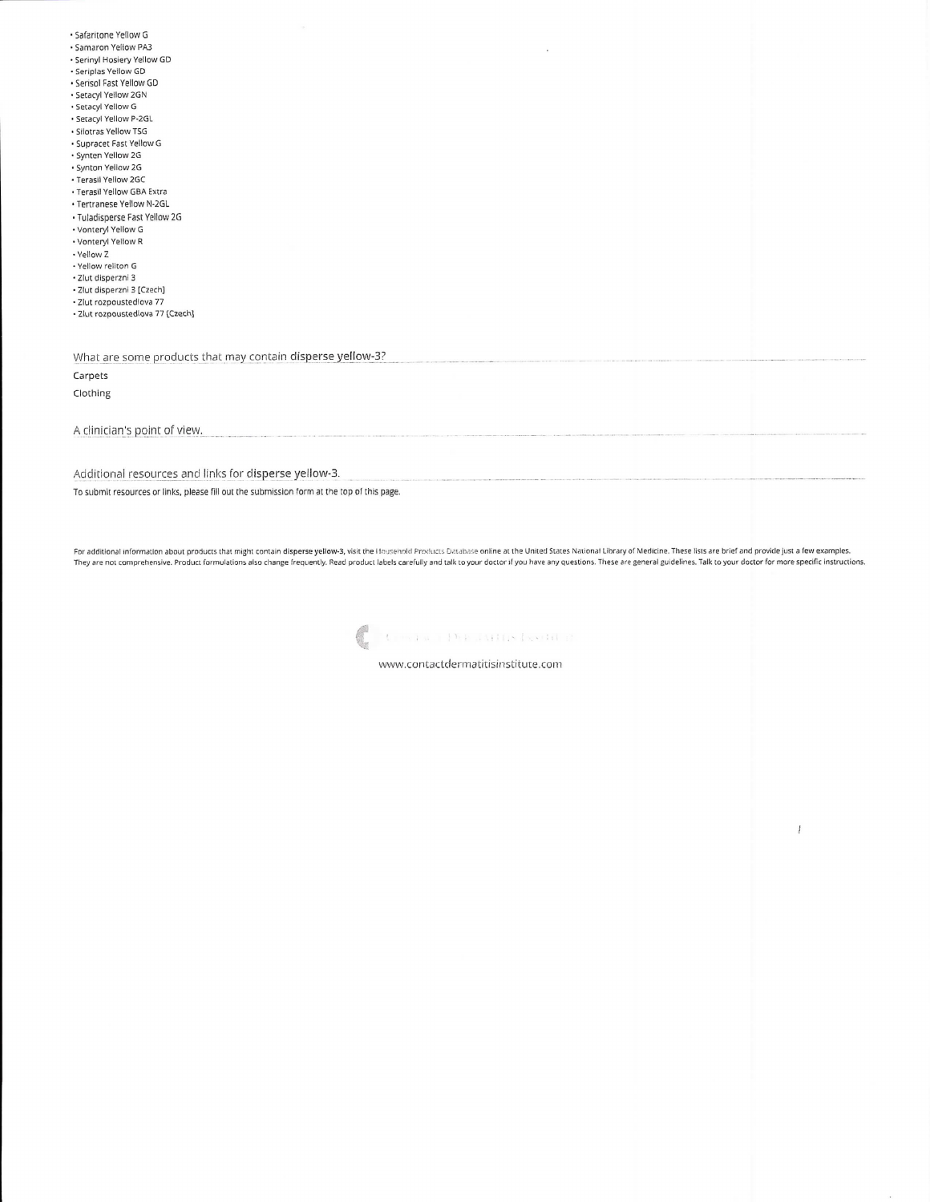- Safaritone Yellow G
- Samaron Yellow PA3
- Serinyl Hosiery Yellow GD
- Seriplas Yellow GD
- Serisol Fast Yellow GD
- Setacyl Yellow 2GN
- Setacyl Yellow G
- Setacyl Yellow P-2GL
- Silotras Yellow TSG
- Supracet Fast Yellow G
- Synten Yellow 2G
- Synton Yellow 2G
- Terasil Yellow 2GC
- Terasil Yellow GBA Extra
- Tertranese Yellow N-2GL
- Tuladisperse Fast Yellow 2G
- Vonteryl Yellow G
- Vonteryl Yellow R
- Yellow Z
- Yellow reliton G
- Zlut disperzni 3
- Zlut disperzni 3 [Czech]
- Zlut rozpoustedlova 77
- Zlut rozpoustedlova 77 [Czech]

## What are some products that may contain **disperse yellow-3**?

Carpets

Clothing

## A clinician's point of view.

## Additional resources and links for **disperse yellow-3**.

To submit resources or links, please fill out the submission form at the top of this page.

For additional information about products that might contain **disperse yellow-3**, visit the Household Products Database online at the United States National Library of Medicine. These lists are brief and provide just a few examples. They are not comprehensive. Product formulations also change frequently. Read product labels carefully and talk to your doctor if you have any questions. These are general guidelines. Talk to your doctor for more specific instructions.

Contact Dermatitis Institute

www.contactdermatitisinstitute.com